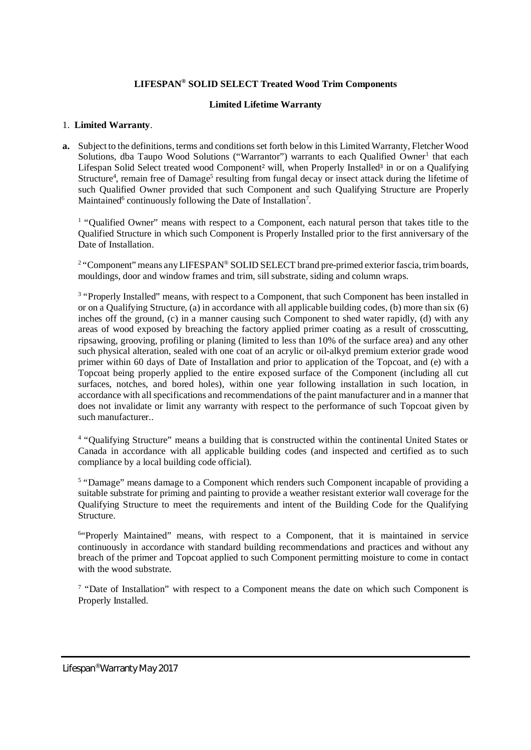**LIFESPAN® SOLID SELECT Treated Wood Trim Components**

**Limited Lifetime Warranty**

1. **Limited Warranty**.

**a.** Subject to the definitions, terms and conditions set forth below in this Limited Warranty, Fletcher Wood Solutions, dba Taupo Wood Solutions ("Warrantor") warrants to each Qualified Owner[1] that each Lifespan Solid Select treated wood Component[2] will, when Properly Installed[3] in or on a Qualifying Structure[4], remain free of Damage[5] resulting from fungal decay or insect attack during the lifetime of such Qualified Owner provided that such Component and such Qualifying Structure are Properly Maintained[6] continuously following the Date of Installation[7].

[1] "Qualified Owner" means with respect to a Component, each natural person that takes title to the Qualified Structure in which such Component is Properly Installed prior to the first anniversary of the Date of Installation.

[2] "Component" means any LIFESPAN® SOLID SELECT brand pre-primed exterior fascia, trim boards, mouldings, door and window frames and trim, sill substrate, siding and column wraps.

[3] "Properly Installed" means, with respect to a Component, that such Component has been installed in or on a Qualifying Structure, (a) in accordance with all applicable building codes, (b) more than six (6) inches off the ground, (c) in a manner causing such Component to shed water rapidly, (d) with any areas of wood exposed by breaching the factory applied primer coating as a result of crosscutting, ripsawing, grooving, profiling or planing (limited to less than 10% of the surface area) and any other such physical alteration, sealed with one coat of an acrylic or oil-alkyd premium exterior grade wood primer within 60 days of Date of Installation and prior to application of the Topcoat, and (e) with a Topcoat being properly applied to the entire exposed surface of the Component (including all cut surfaces, notches, and bored holes), within one year following installation in such location, in accordance with all specifications and recommendations of the paint manufacturer and in a manner that does not invalidate or limit any warranty with respect to the performance of such Topcoat given by such manufacturer..

[4] "Qualifying Structure" means a building that is constructed within the continental United States or Canada in accordance with all applicable building codes (and inspected and certified as to such compliance by a local building code official).

[5] "Damage" means damage to a Component which renders such Component incapable of providing a suitable substrate for priming and painting to provide a weather resistant exterior wall coverage for the Qualifying Structure to meet the requirements and intent of the Building Code for the Qualifying Structure.

[6] "Properly Maintained" means, with respect to a Component, that it is maintained in service continuously in accordance with standard building recommendations and practices and without any breach of the primer and Topcoat applied to such Component permitting moisture to come in contact with the wood substrate.

[7] "Date of Installation" with respect to a Component means the date on which such Component is Properly Installed.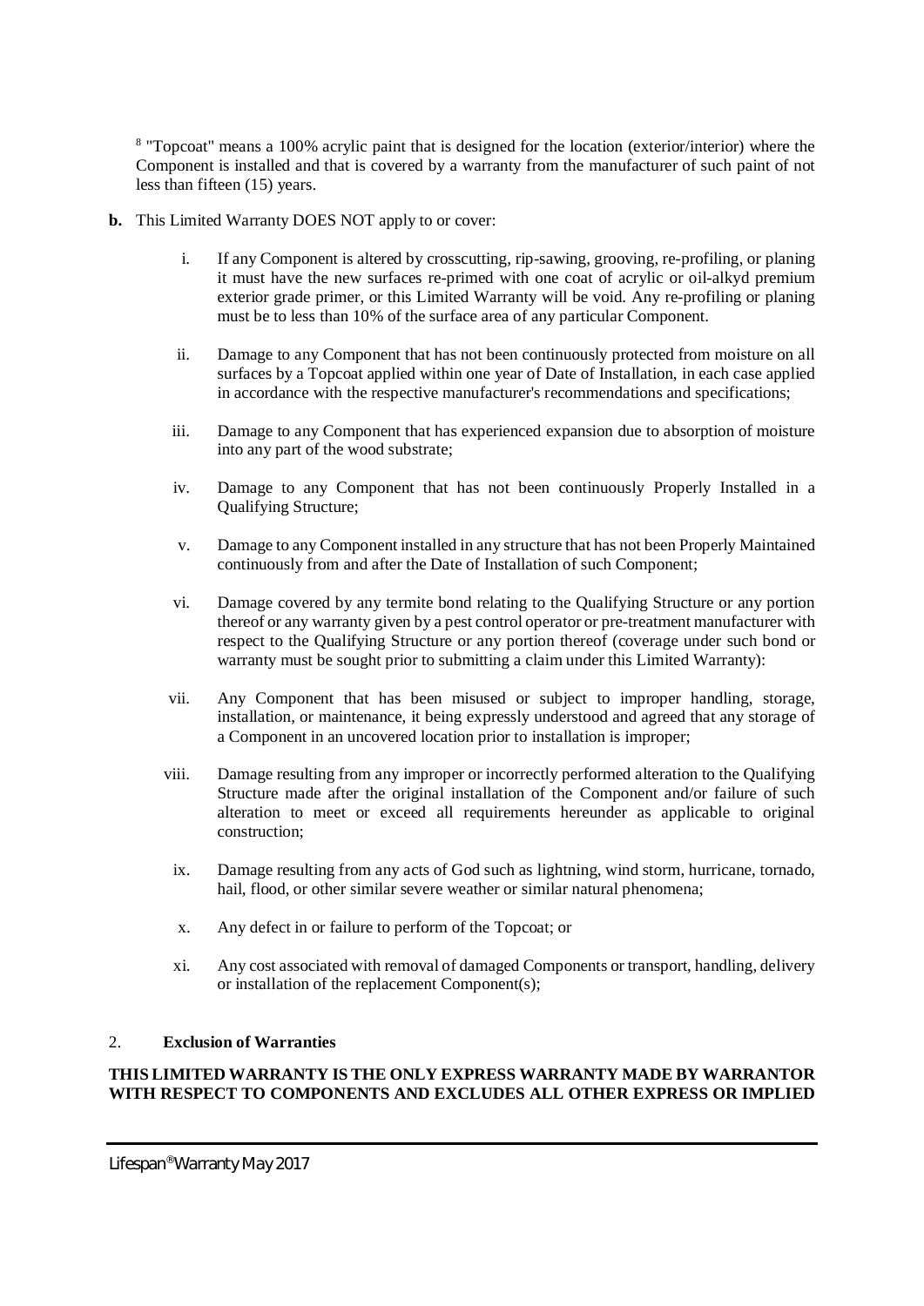[8] "Topcoat" means a 100% acrylic paint that is designed for the location (exterior/interior) where the Component is installed and that is covered by a warranty from the manufacturer of such paint of not less than fifteen (15) years.

**b.** This Limited Warranty DOES NOT apply to or cover:

i. If any Component is altered by crosscutting, rip-sawing, grooving, re-profiling, or planing it must have the new surfaces re-primed with one coat of acrylic or oil-alkyd premium exterior grade primer, or this Limited Warranty will be void. Any re-profiling or planing must be to less than 10% of the surface area of any particular Component.

ii. Damage to any Component that has not been continuously protected from moisture on all surfaces by a Topcoat applied within one year of Date of Installation, in each case applied in accordance with the respective manufacturer's recommendations and specifications;

iii. Damage to any Component that has experienced expansion due to absorption of moisture into any part of the wood substrate;

iv. Damage to any Component that has not been continuously Properly Installed in a Qualifying Structure;

v. Damage to any Component installed in any structure that has not been Properly Maintained continuously from and after the Date of Installation of such Component;

vi. Damage covered by any termite bond relating to the Qualifying Structure or any portion thereof or any warranty given by a pest control operator or pre-treatment manufacturer with respect to the Qualifying Structure or any portion thereof (coverage under such bond or warranty must be sought prior to submitting a claim under this Limited Warranty):

vii. Any Component that has been misused or subject to improper handling, storage, installation, or maintenance, it being expressly understood and agreed that any storage of a Component in an uncovered location prior to installation is improper;

viii. Damage resulting from any improper or incorrectly performed alteration to the Qualifying Structure made after the original installation of the Component and/or failure of such alteration to meet or exceed all requirements hereunder as applicable to original construction;

ix. Damage resulting from any acts of God such as lightning, wind storm, hurricane, tornado, hail, flood, or other similar severe weather or similar natural phenomena;

x. Any defect in or failure to perform of the Topcoat; or

xi. Any cost associated with removal of damaged Components or transport, handling, delivery or installation of the replacement Component(s);

## 2. **Exclusion of Warranties**

**THIS LIMITED WARRANTY IS THE ONLY EXPRESS WARRANTY MADE BY WARRANTOR WITH RESPECT TO COMPONENTS AND EXCLUDES ALL OTHER EXPRESS OR IMPLIED**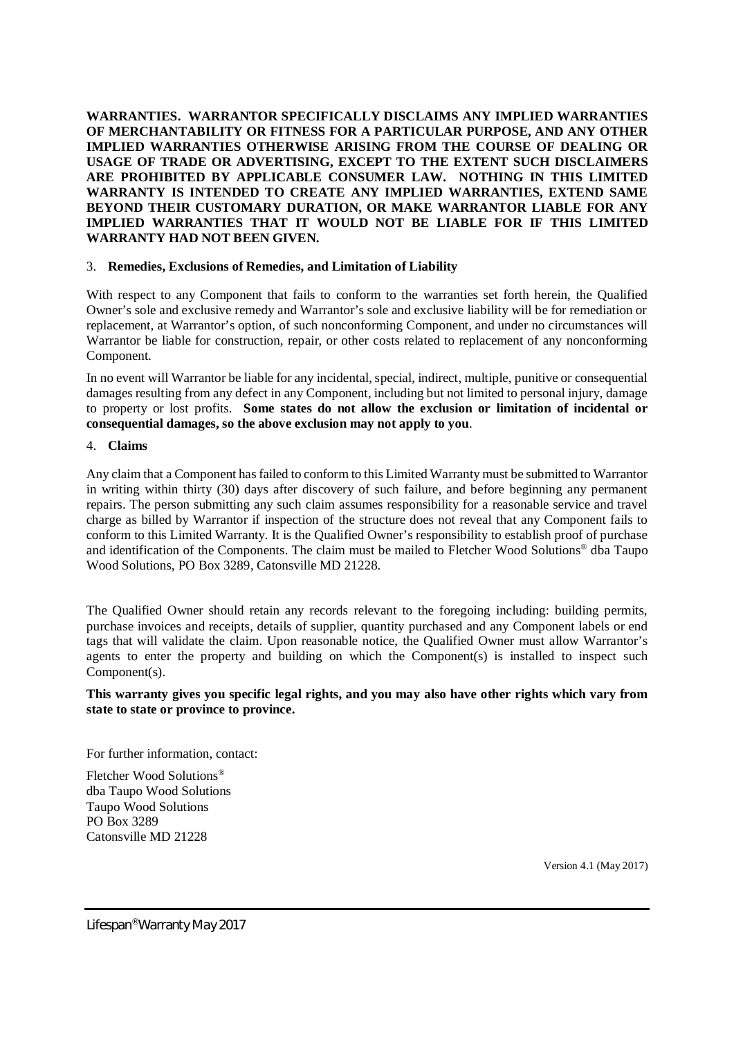**WARRANTIES. WARRANTOR SPECIFICALLY DISCLAIMS ANY IMPLIED WARRANTIES OF MERCHANTABILITY OR FITNESS FOR A PARTICULAR PURPOSE, AND ANY OTHER IMPLIED WARRANTIES OTHERWISE ARISING FROM THE COURSE OF DEALING OR USAGE OF TRADE OR ADVERTISING, EXCEPT TO THE EXTENT SUCH DISCLAIMERS ARE PROHIBITED BY APPLICABLE CONSUMER LAW. NOTHING IN THIS LIMITED WARRANTY IS INTENDED TO CREATE ANY IMPLIED WARRANTIES, EXTEND SAME BEYOND THEIR CUSTOMARY DURATION, OR MAKE WARRANTOR LIABLE FOR ANY IMPLIED WARRANTIES THAT IT WOULD NOT BE LIABLE FOR IF THIS LIMITED WARRANTY HAD NOT BEEN GIVEN.**

3. **Remedies, Exclusions of Remedies, and Limitation of Liability**

With respect to any Component that fails to conform to the warranties set forth herein, the Qualified Owner's sole and exclusive remedy and Warrantor's sole and exclusive liability will be for remediation or replacement, at Warrantor's option, of such nonconforming Component, and under no circumstances will Warrantor be liable for construction, repair, or other costs related to replacement of any nonconforming Component.

In no event will Warrantor be liable for any incidental, special, indirect, multiple, punitive or consequential damages resulting from any defect in any Component, including but not limited to personal injury, damage to property or lost profits. **Some states do not allow the exclusion or limitation of incidental or consequential damages, so the above exclusion may not apply to you**.

4. **Claims**

Any claim that a Component has failed to conform to this Limited Warranty must be submitted to Warrantor in writing within thirty (30) days after discovery of such failure, and before beginning any permanent repairs. The person submitting any such claim assumes responsibility for a reasonable service and travel charge as billed by Warrantor if inspection of the structure does not reveal that any Component fails to conform to this Limited Warranty. It is the Qualified Owner's responsibility to establish proof of purchase and identification of the Components. The claim must be mailed to Fletcher Wood Solutions® dba Taupo Wood Solutions, PO Box 3289, Catonsville MD 21228.

The Qualified Owner should retain any records relevant to the foregoing including: building permits, purchase invoices and receipts, details of supplier, quantity purchased and any Component labels or end tags that will validate the claim. Upon reasonable notice, the Qualified Owner must allow Warrantor's agents to enter the property and building on which the Component(s) is installed to inspect such Component(s).

**This warranty gives you specific legal rights, and you may also have other rights which vary from state to state or province to province.**

For further information, contact:

Fletcher Wood Solutions®  
dba Taupo Wood Solutions  
Taupo Wood Solutions  
PO Box 3289  
Catonsville MD 21228

Version 4.1 (May 2017)